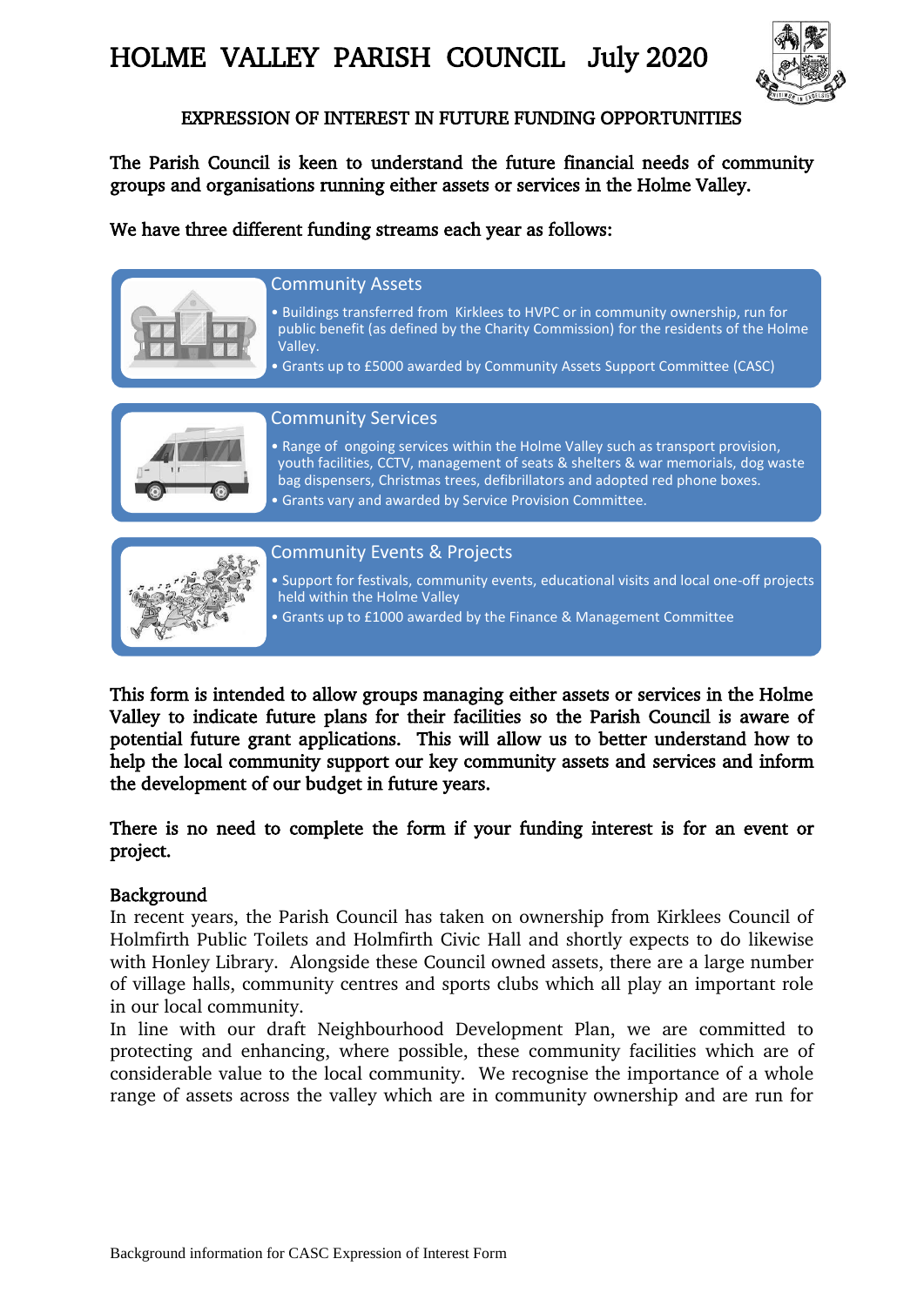# HOLME VALLEY PARISH COUNCIL July 2020

## EXPRESSION OF INTEREST IN FUTURE FUNDING OPPORTUNITIES

**The Parish Council is keen to understand the future financial needs of community groups and organisations running either assets or services in the Holme Valley.**

**We have three different funding streams each year as follows:**

### Community Assets

- Buildings transferred from Kirklees to HVPC or in community ownership, run for public benefit (as defined by the Charity Commission) for the residents of the Holme Valley.
- Grants up to £5000 awarded by Community Assets Support Committee (CASC)

### Community Services

- Range of ongoing services within the Holme Valley such as transport provision, youth facilities, CCTV, management of seats & shelters & war memorials, dog waste bag dispensers, Christmas trees, defibrillators and adopted red phone boxes.
- Grants vary and awarded by Service Provision Committee.

### Community Events & Projects

- Support for festivals, community events, educational visits and local one-off projects held within the Holme Valley
- Grants up to £1000 awarded by the Finance & Management Committee

**This form is intended to allow groups managing either assets or services in the Holme Valley to indicate future plans for their facilities so the Parish Council is aware of potential future grant applications. This will allow us to better understand how to help the local community support our key community assets and services and inform the development of our budget in future years.**

**There is no need to complete the form if your funding interest is for an event or project.**

**Background**

In recent years, the Parish Council has taken on ownership from Kirklees Council of Holmfirth Public Toilets and Holmfirth Civic Hall and shortly expects to do likewise with Honley Library. Alongside these Council owned assets, there are a large number of village halls, community centres and sports clubs which all play an important role in our local community.

In line with our draft Neighbourhood Development Plan, we are committed to protecting and enhancing, where possible, these community facilities which are of considerable value to the local community. We recognise the importance of a whole range of assets across the valley which are in community ownership and are run for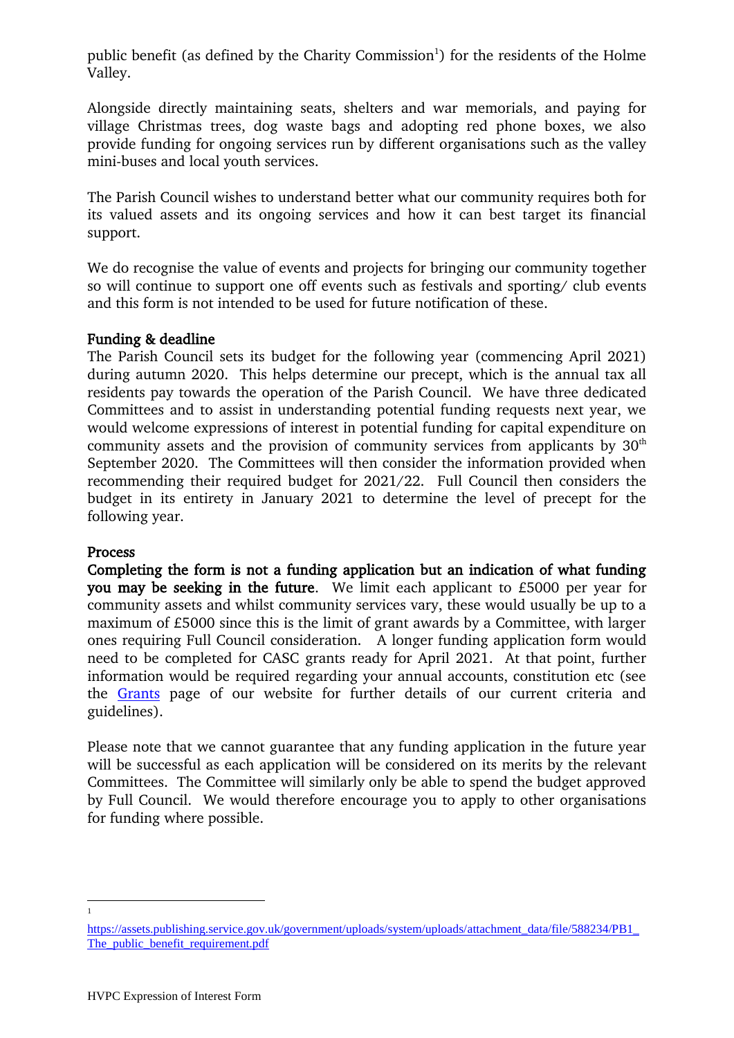public benefit (as defined by the Charity Commission[1]) for the residents of the Holme Valley.

Alongside directly maintaining seats, shelters and war memorials, and paying for village Christmas trees, dog waste bags and adopting red phone boxes, we also provide funding for ongoing services run by different organisations such as the valley mini-buses and local youth services.

The Parish Council wishes to understand better what our community requires both for its valued assets and its ongoing services and how it can best target its financial support.

We do recognise the value of events and projects for bringing our community together so will continue to support one off events such as festivals and sporting/ club events and this form is not intended to be used for future notification of these.

**Funding & deadline**

The Parish Council sets its budget for the following year (commencing April 2021) during autumn 2020. This helps determine our precept, which is the annual tax all residents pay towards the operation of the Parish Council. We have three dedicated Committees and to assist in understanding potential funding requests next year, we would welcome expressions of interest in potential funding for capital expenditure on community assets and the provision of community services from applicants by 30th September 2020. The Committees will then consider the information provided when recommending their required budget for 2021/22. Full Council then considers the budget in its entirety in January 2021 to determine the level of precept for the following year.

**Process**

**Completing the form is not a funding application but an indication of what funding you may be seeking in the future**. We limit each applicant to £5000 per year for community assets and whilst community services vary, these would usually be up to a maximum of £5000 since this is the limit of grant awards by a Committee, with larger ones requiring Full Council consideration. A longer funding application form would need to be completed for CASC grants ready for April 2021. At that point, further information would be required regarding your annual accounts, constitution etc (see the Grants page of our website for further details of our current criteria and guidelines).

Please note that we cannot guarantee that any funding application in the future year will be successful as each application will be considered on its merits by the relevant Committees. The Committee will similarly only be able to spend the budget approved by Full Council. We would therefore encourage you to apply to other organisations for funding where possible.

---

[1] https://assets.publishing.service.gov.uk/government/uploads/system/uploads/attachment_data/file/588234/PB1_The_public_benefit_requirement.pdf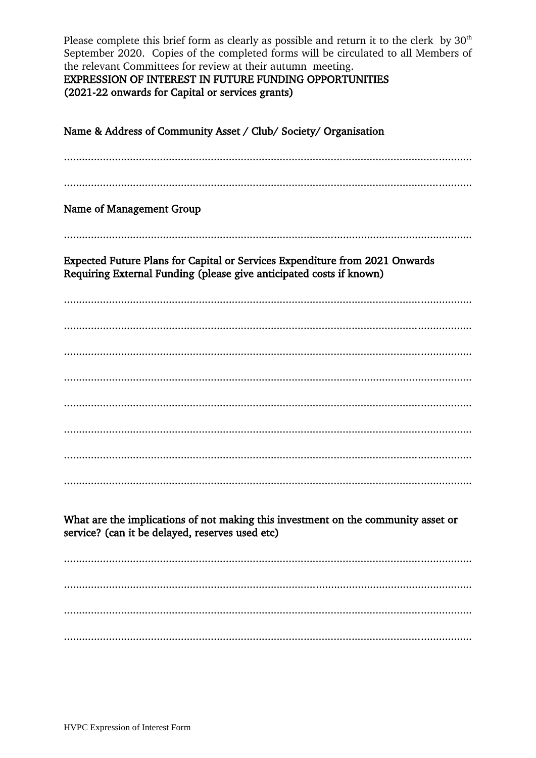Please complete this brief form as clearly as possible and return it to the clerk by 30th September 2020. Copies of the completed forms will be circulated to all Members of the relevant Committees for review at their autumn meeting.

**EXPRESSION OF INTEREST IN FUTURE FUNDING OPPORTUNITIES**
**(2021-22 onwards for Capital or services grants)**

**Name & Address of Community Asset / Club/ Society/ Organisation**

..........................................................................................................................................

..........................................................................................................................................

**Name of Management Group**

..........................................................................................................................................

**Expected Future Plans for Capital or Services Expenditure from 2021 Onwards Requiring External Funding (please give anticipated costs if known)**

..........................................................................................................................................

..........................................................................................................................................

..........................................................................................................................................

..........................................................................................................................................

..........................................................................................................................................

..........................................................................................................................................

..........................................................................................................................................

..........................................................................................................................................

**What are the implications of not making this investment on the community asset or service? (can it be delayed, reserves used etc)**

..........................................................................................................................................

..........................................................................................................................................

..........................................................................................................................................

..........................................................................................................................................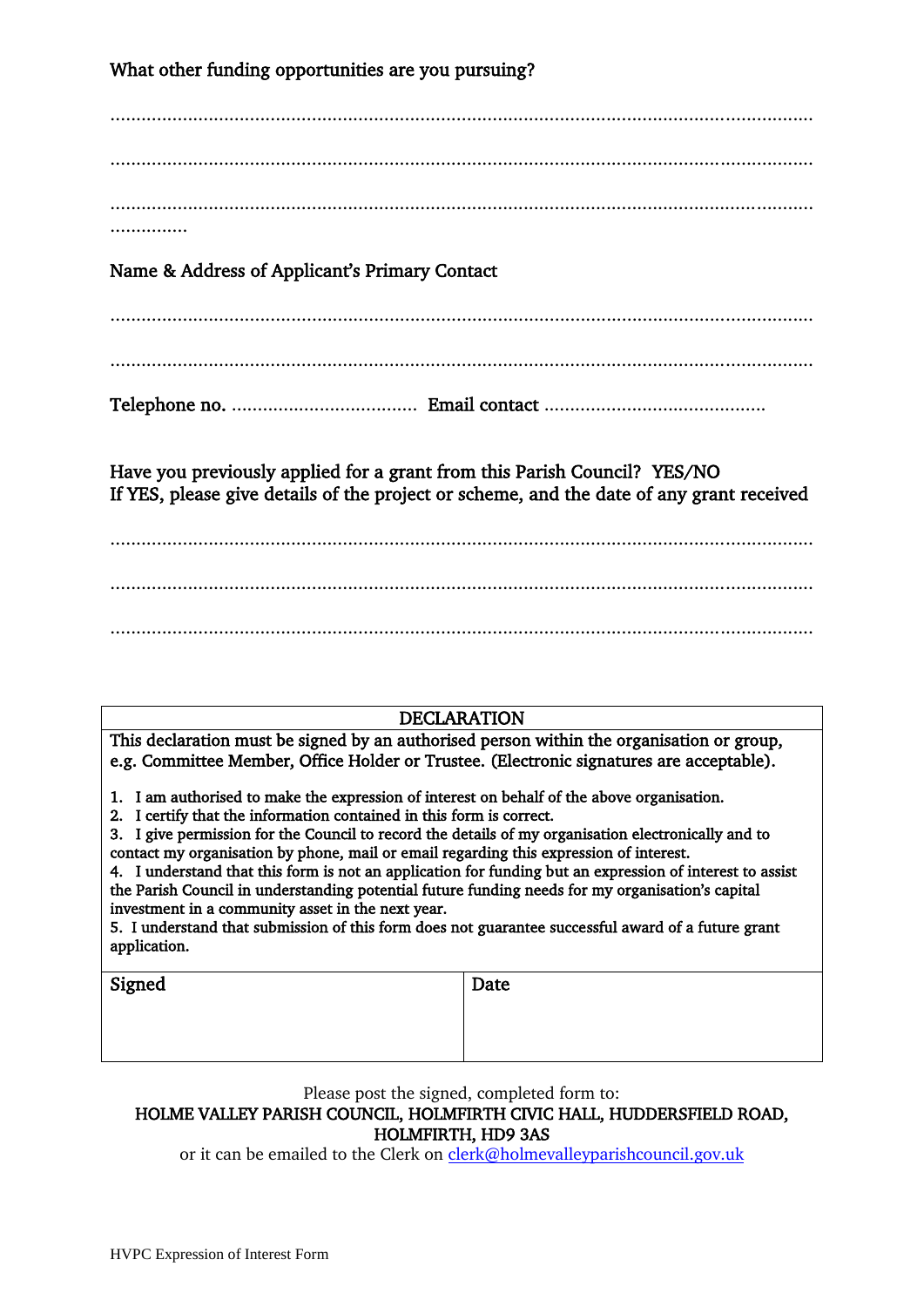What other funding opportunities are you pursuing?

………………………………………………………………………………………………………………

………………………………………………………………………………………………………………

………………………………………………………………………………………………………………
……………

Name & Address of Applicant's Primary Contact

………………………………………………………………………………………………………………

………………………………………………………………………………………………………………

Telephone no. ……………………………… Email contact ……………………………………

Have you previously applied for a grant from this Parish Council? YES/NO
If YES, please give details of the project or scheme, and the date of any grant received

………………………………………………………………………………………………………………

………………………………………………………………………………………………………………

………………………………………………………………………………………………………………

| DECLARATION | |
|---|---|
| This declaration must be signed by an authorised person within the organisation or group, e.g. Committee Member, Office Holder or Trustee. (Electronic signatures are acceptable).<br><br>1. I am authorised to make the expression of interest on behalf of the above organisation.<br>2. I certify that the information contained in this form is correct.<br>3. I give permission for the Council to record the details of my organisation electronically and to contact my organisation by phone, mail or email regarding this expression of interest.<br>4. I understand that this form is not an application for funding but an expression of interest to assist the Parish Council in understanding potential future funding needs for my organisation's capital investment in a community asset in the next year.<br>5. I understand that submission of this form does not guarantee successful award of a future grant application. | |
| Signed | Date |

Please post the signed, completed form to:
**HOLME VALLEY PARISH COUNCIL, HOLMFIRTH CIVIC HALL, HUDDERSFIELD ROAD, HOLMFIRTH, HD9 3AS**
or it can be emailed to the Clerk on clerk@holmevalleyparishcouncil.gov.uk